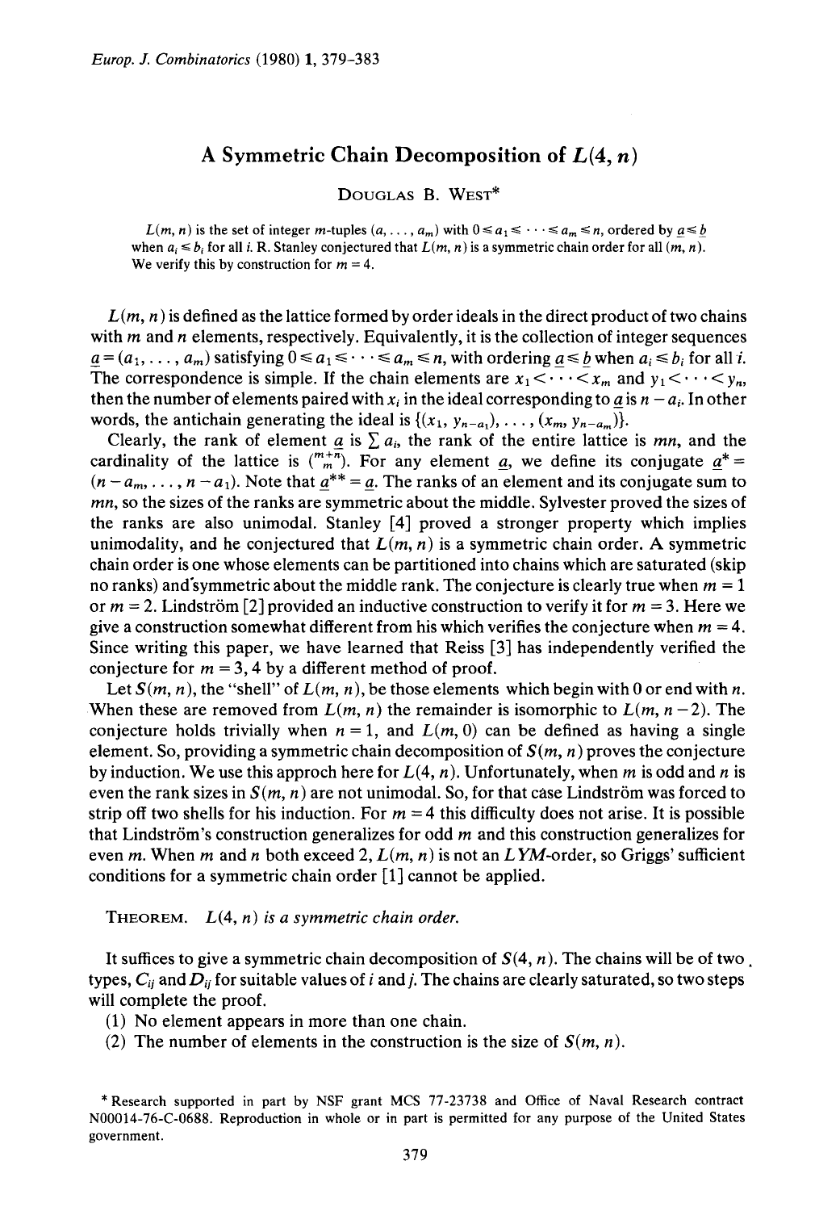# A Symmetric Chain Decomposition of $L(4, n)$

DOUGLAS B. WEST*

$L(m, n)$ is the set of integer $m$-tuples $(a, \ldots, a_m)$ with $0 \leq a_1 \leq \cdots \leq a_m \leq n$, ordered by $\underline{a} \leq \underline{b}$ when $a_i \leq b_i$ for all $i$. R. Stanley conjectured that $L(m, n)$ is a symmetric chain order for all $(m, n)$. We verify this by construction for $m = 4$.

$L(m, n)$ is defined as the lattice formed by order ideals in the direct product of two chains with $m$ and $n$ elements, respectively. Equivalently, it is the collection of integer sequences $\underline{a} = (a_1, \ldots, a_m)$ satisfying $0 \leq a_1 \leq \cdots \leq a_m \leq n$, with ordering $\underline{a} \leq \underline{b}$ when $a_i \leq b_i$ for all $i$. The correspondence is simple. If the chain elements are $x_1 < \cdots < x_m$ and $y_1 < \cdots < y_n$, then the number of elements paired with $x_i$ in the ideal corresponding to $\underline{a}$ is $n - a_i$. In other words, the antichain generating the ideal is $\{(x_1, y_{n-a_1}), \ldots, (x_m, y_{n-a_m})\}$.

Clearly, the rank of element $\underline{a}$ is $\sum a_i$, the rank of the entire lattice is $mn$, and the cardinality of the lattice is $\binom{m+n}{m}$. For any element $\underline{a}$, we define its conjugate $\underline{a}^* = (n - a_m, \ldots, n - a_1)$. Note that $\underline{a}^{**} = \underline{a}$. The ranks of an element and its conjugate sum to $mn$, so the sizes of the ranks are symmetric about the middle. Sylvester proved the sizes of the ranks are also unimodal. Stanley [4] proved a stronger property which implies unimodality, and he conjectured that $L(m, n)$ is a symmetric chain order. A symmetric chain order is one whose elements can be partitioned into chains which are saturated (skip no ranks) and symmetric about the middle rank. The conjecture is clearly true when $m = 1$ or $m = 2$. Lindström [2] provided an inductive construction to verify it for $m = 3$. Here we give a construction somewhat different from his which verifies the conjecture when $m = 4$. Since writing this paper, we have learned that Reiss [3] has independently verified the conjecture for $m = 3, 4$ by a different method of proof.

Let $S(m, n)$, the "shell" of $L(m, n)$, be those elements which begin with 0 or end with $n$. When these are removed from $L(m, n)$ the remainder is isomorphic to $L(m, n-2)$. The conjecture holds trivially when $n = 1$, and $L(m, 0)$ can be defined as having a single element. So, providing a symmetric chain decomposition of $S(m, n)$ proves the conjecture by induction. We use this approch here for $L(4, n)$. Unfortunately, when $m$ is odd and $n$ is even the rank sizes in $S(m, n)$ are not unimodal. So, for that case Lindström was forced to strip off two shells for his induction. For $m = 4$ this difficulty does not arise. It is possible that Lindström's construction generalizes for odd $m$ and this construction generalizes for even $m$. When $m$ and $n$ both exceed 2, $L(m, n)$ is not an $LYM$-order, so Griggs' sufficient conditions for a symmetric chain order [1] cannot be applied.

THEOREM. *$L(4, n)$ is a symmetric chain order.*

It suffices to give a symmetric chain decomposition of $S(4, n)$. The chains will be of two types, $C_{ij}$ and $D_{ij}$ for suitable values of $i$ and $j$. The chains are clearly saturated, so two steps will complete the proof.

(1) No element appears in more than one chain.

(2) The number of elements in the construction is the size of $S(m, n)$.

*Research supported in part by NSF grant MCS 77-23738 and Office of Naval Research contract N00014-76-C-0688. Reproduction in whole or in part is permitted for any purpose of the United States government.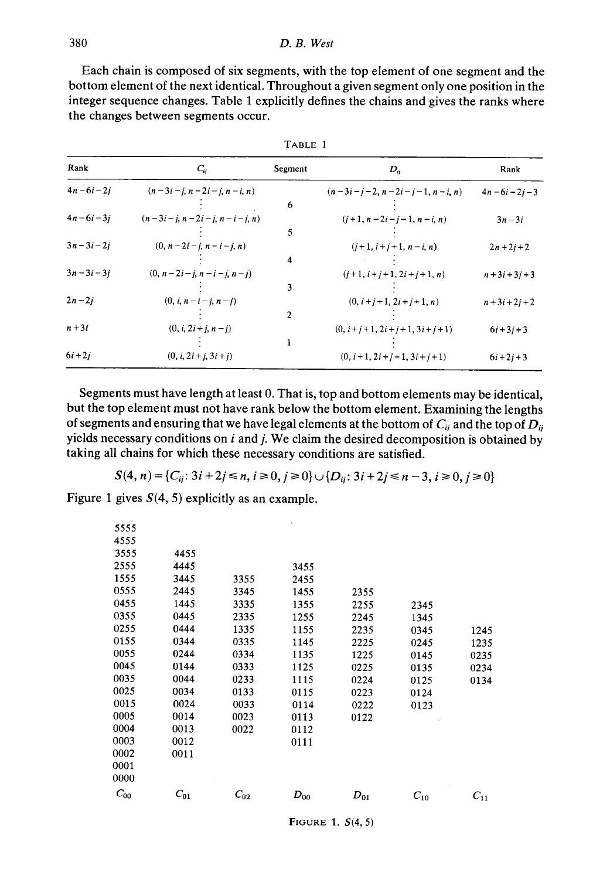Each chain is composed of six segments, with the top element of one segment and the bottom element of the next identical. Throughout a given segment only one position in the integer sequence changes. Table 1 explicitly defines the chains and gives the ranks where the changes between segments occur.

TABLE 1

| Rank | $C_{ij}$ | Segment | $D_{ij}$ | Rank |
|---|---|---|---|---|
| $4n-6i-2j$ | $(n-3i-j, n-2i-j, n-i, n)$ | | $(n-3i-j-2, n-2i-j-1, n-i, n)$ | $4n-6i-2j-3$ |
| | $\vdots$ | 6 | $\vdots$ | |
| $4n-6i-3j$ | $(n-3i-j, n-2i-j, n-i-j, n)$ | | $(j+1, n-2i-j-1, n-i, n)$ | $3n-3i$ |
| | $\vdots$ | 5 | $\vdots$ | |
| $3n-3i-2j$ | $(0, n-2i-j, n-i-j, n)$ | | $(j+1, i+j+1, n-i, n)$ | $2n+2j+2$ |
| | $\vdots$ | 4 | $\vdots$ | |
| $3n-3i-3j$ | $(0, n-2i-j, n-i-j, n-j)$ | | $(j+1, i+j+1, 2i+j+1, n)$ | $n+3i+3j+3$ |
| | $\vdots$ | 3 | $\vdots$ | |
| $2n-2j$ | $(0, i, n-i-j, n-j)$ | | $(0, i+j+1, 2i+j+1, n)$ | $n+3i+2j+2$ |
| | $\vdots$ | 2 | $\vdots$ | |
| $n+3i$ | $(0, i, 2i+j, n-j)$ | | $(0, i+j+1, 2i+j+1, 3i+j+1)$ | $6i+3j+3$ |
| | $\vdots$ | 1 | $\vdots$ | |
| $6i+2j$ | $(0, i, 2i+j, 3i+j)$ | | $(0, i+1, 2i+j+1, 3i+j+1)$ | $6i+2j+3$ |

Segments must have length at least 0. That is, top and bottom elements may be identical, but the top element must not have rank below the bottom element. Examining the lengths of segments and ensuring that we have legal elements at the bottom of $C_{ij}$ and the top of $D_{ij}$ yields necessary conditions on $i$ and $j$. We claim the desired decomposition is obtained by taking all chains for which these necessary conditions are satisfied.

$$S(4, n) = \{C_{ij}: 3i+2j \leqslant n, i \geqslant 0, j \geqslant 0\} \cup \{D_{ij}: 3i+2j \leqslant n-3, i \geqslant 0, j \geqslant 0\}$$

Figure 1 gives $S(4, 5)$ explicitly as an example.

| $C_{00}$ | $C_{01}$ | $C_{02}$ | $D_{00}$ | $D_{01}$ | $C_{10}$ | $C_{11}$ |
|---|---|---|---|---|---|---|
| 5555 | | | | | | |
| 4555 | | | | | | |
| 3555 | 4455 | | | | | |
| 2555 | 4445 | | 3455 | | | |
| 1555 | 3445 | 3355 | 2455 | | | |
| 0555 | 2445 | 3345 | 1455 | 2355 | | |
| 0455 | 1445 | 3335 | 1355 | 2255 | 2345 | |
| 0355 | 0445 | 2335 | 1255 | 2245 | 1345 | |
| 0255 | 0444 | 1335 | 1155 | 2235 | 0345 | 1245 |
| 0155 | 0344 | 0335 | 1145 | 2225 | 0245 | 1235 |
| 0055 | 0244 | 0334 | 1135 | 1225 | 0145 | 0235 |
| 0045 | 0144 | 0333 | 1125 | 0225 | 0135 | 0234 |
| 0035 | 0044 | 0233 | 1115 | 0224 | 0125 | 0134 |
| 0025 | 0034 | 0133 | 0115 | 0223 | 0124 | |
| 0015 | 0024 | 0033 | 0114 | 0222 | 0123 | |
| 0005 | 0014 | 0023 | 0113 | 0122 | | |
| 0004 | 0013 | 0022 | 0112 | | | |
| 0003 | 0012 | | 0111 | | | |
| 0002 | 0011 | | | | | |
| 0001 | | | | | | |
| 0000 | | | | | | |

FIGURE 1. $S(4, 5)$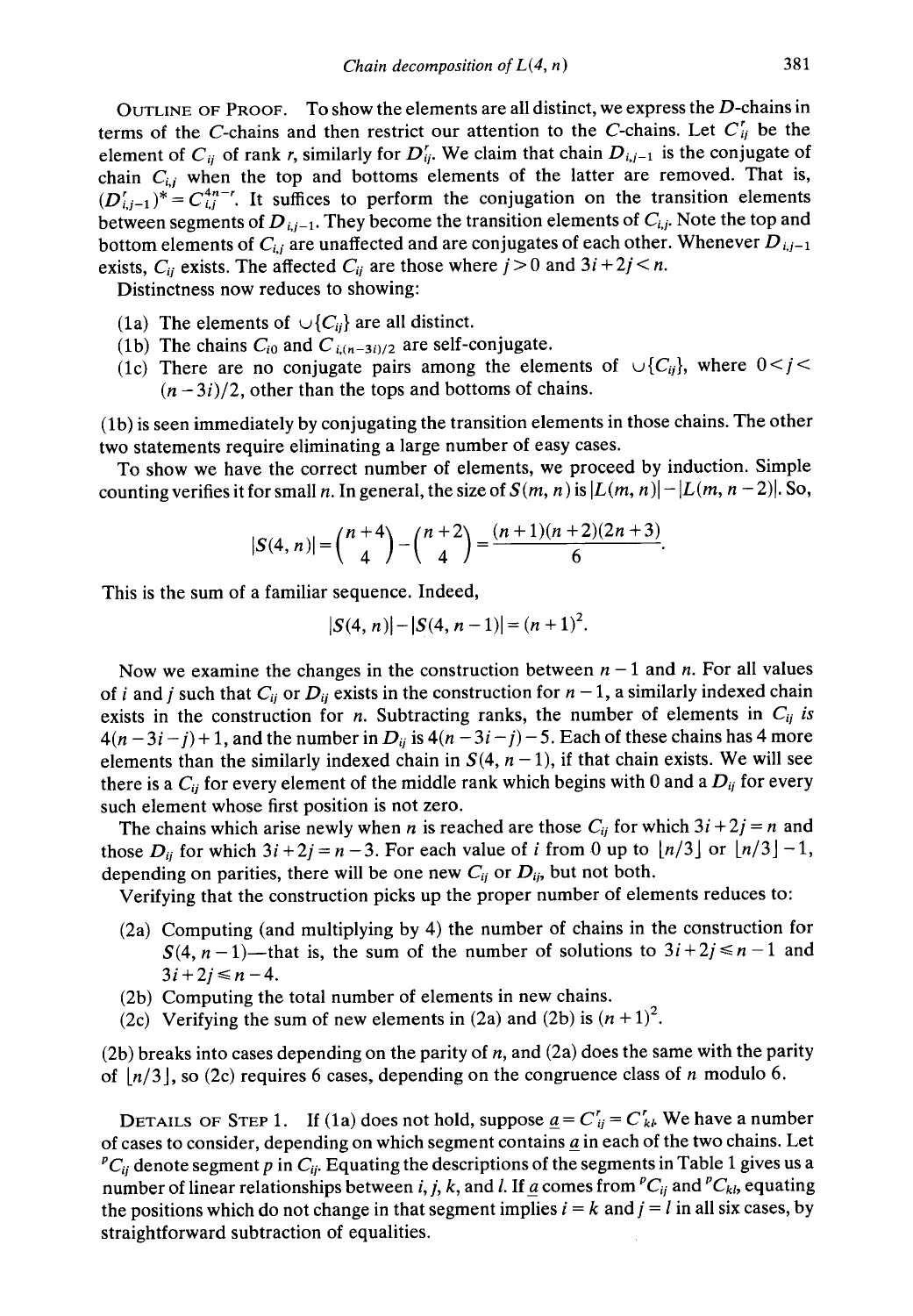Outline of Proof. To show the elements are all distinct, we express the $D$-chains in terms of the $C$-chains and then restrict our attention to the $C$-chains. Let $C_{ij}^r$ be the element of $C_{ij}$ of rank $r$, similarly for $D_{ij}^r$. We claim that chain $D_{i,j-1}$ is the conjugate of chain $C_{i,j}$ when the top and bottoms elements of the latter are removed. That is, $(D_{i,j-1}^r)^* = C_{i,j}^{4n-r}$. It suffices to perform the conjugation on the transition elements between segments of $D_{i,j-1}$. They become the transition elements of $C_{i,j}$. Note the top and bottom elements of $C_{i,j}$ are unaffected and are conjugates of each other. Whenever $D_{i,j-1}$ exists, $C_{ij}$ exists. The affected $C_{ij}$ are those where $j > 0$ and $3i + 2j < n$.

Distinctness now reduces to showing:

(1a) The elements of $\cup\{C_{ij}\}$ are all distinct.

(1b) The chains $C_{i0}$ and $C_{i,(n-3i)/2}$ are self-conjugate.

(1c) There are no conjugate pairs among the elements of $\cup\{C_{ij}\}$, where $0 < j < (n-3i)/2$, other than the tops and bottoms of chains.

(1b) is seen immediately by conjugating the transition elements in those chains. The other two statements require eliminating a large number of easy cases.

To show we have the correct number of elements, we proceed by induction. Simple counting verifies it for small $n$. In general, the size of $S(m, n)$ is $|L(m, n)| - |L(m, n-2)|$. So,

$$|S(4, n)| = \binom{n+4}{4} - \binom{n+2}{4} = \frac{(n+1)(n+2)(2n+3)}{6}.$$

This is the sum of a familiar sequence. Indeed,

$$|S(4, n)| - |S(4, n-1)| = (n+1)^2.$$

Now we examine the changes in the construction between $n-1$ and $n$. For all values of $i$ and $j$ such that $C_{ij}$ or $D_{ij}$ exists in the construction for $n-1$, a similarly indexed chain exists in the construction for $n$. Subtracting ranks, the number of elements in $C_{ij}$ *is* $4(n-3i-j)+1$, and the number in $D_{ij}$ is $4(n-3i-j)-5$. Each of these chains has 4 more elements than the similarly indexed chain in $S(4, n-1)$, if that chain exists. We will see there is a $C_{ij}$ for every element of the middle rank which begins with 0 and a $D_{ij}$ for every such element whose first position is not zero.

The chains which arise newly when $n$ is reached are those $C_{ij}$ for which $3i + 2j = n$ and those $D_{ij}$ for which $3i + 2j = n - 3$. For each value of $i$ from 0 up to $\lfloor n/3 \rfloor$ or $\lfloor n/3 \rfloor - 1$, depending on parities, there will be one new $C_{ij}$ or $D_{ij}$, but not both.

Verifying that the construction picks up the proper number of elements reduces to:

(2a) Computing (and multiplying by 4) the number of chains in the construction for $S(4, n-1)$—that is, the sum of the number of solutions to $3i + 2j \leq n - 1$ and $3i + 2j \leq n - 4$.

(2b) Computing the total number of elements in new chains.

(2c) Verifying the sum of new elements in (2a) and (2b) is $(n+1)^2$.

(2b) breaks into cases depending on the parity of $n$, and (2a) does the same with the parity of $\lfloor n/3 \rfloor$, so (2c) requires 6 cases, depending on the congruence class of $n$ modulo 6.

Details of Step 1. If (1a) does not hold, suppose $\underline{a} = C_{ij}^r = C_{kl}^r$. We have a number of cases to consider, depending on which segment contains $\underline{a}$ in each of the two chains. Let ${}^pC_{ij}$ denote segment $p$ in $C_{ij}$. Equating the descriptions of the segments in Table 1 gives us a number of linear relationships between $i$, $j$, $k$, and $l$. If $\underline{a}$ comes from ${}^pC_{ij}$ and ${}^pC_{kl}$, equating the positions which do not change in that segment implies $i = k$ and $j = l$ in all six cases, by straightforward subtraction of equalities.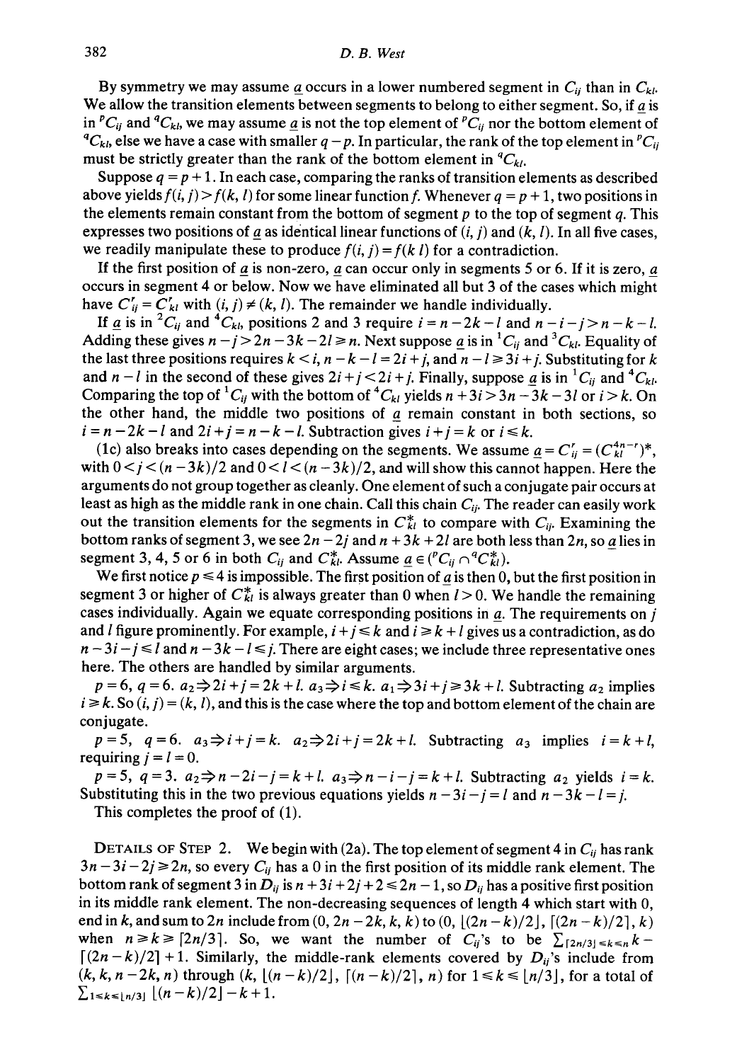By symmetry we may assume $\underline{a}$ occurs in a lower numbered segment in $C_{ij}$ than in $C_{kl}$. We allow the transition elements between segments to belong to either segment. So, if $\underline{a}$ is in ${}^pC_{ij}$ and ${}^qC_{kl}$, we may assume $\underline{a}$ is not the top element of ${}^pC_{ij}$ nor the bottom element of ${}^qC_{kl}$, else we have a case with smaller $q-p$. In particular, the rank of the top element in ${}^pC_{ij}$ must be strictly greater than the rank of the bottom element in ${}^qC_{kl}$.

Suppose $q=p+1$. In each case, comparing the ranks of transition elements as described above yields $f(i,j) > f(k,l)$ for some linear function $f$. Whenever $q=p+1$, two positions in the elements remain constant from the bottom of segment $p$ to the top of segment $q$. This expresses two positions of $\underline{a}$ as identical linear functions of $(i,j)$ and $(k,l)$. In all five cases, we readily manipulate these to produce $f(i,j)=f(k\ l)$ for a contradiction.

If the first position of $\underline{a}$ is non-zero, $\underline{a}$ can occur only in segments 5 or 6. If it is zero, $\underline{a}$ occurs in segment 4 or below. Now we have eliminated all but 3 of the cases which might have $C^r_{ij}=C^r_{kl}$ with $(i,j)\neq(k,l)$. The remainder we handle individually.

If $\underline{a}$ is in ${}^2C_{ij}$ and ${}^4C_{kl}$, positions 2 and 3 require $i=n-2k-l$ and $n-i-j>n-k-l$. Adding these gives $n-j>2n-3k-2l\geqslant n$. Next suppose $\underline{a}$ is in ${}^1C_{ij}$ and ${}^3C_{kl}$. Equality of the last three positions requires $k<i$, $n-k-l=2i+j$, and $n-l\geqslant 3i+j$. Substituting for $k$ and $n-l$ in the second of these gives $2i+j<2i+j$. Finally, suppose $\underline{a}$ is in ${}^1C_{ij}$ and ${}^4C_{kl}$. Comparing the top of ${}^1C_{ij}$ with the bottom of ${}^4C_{kl}$ yields $n+3i>3n-3k-3l$ or $i>k$. On the other hand, the middle two positions of $\underline{a}$ remain constant in both sections, so $i=n-2k-l$ and $2i+j=n-k-l$. Subtraction gives $i+j=k$ or $i\leqslant k$.

(1c) also breaks into cases depending on the segments. We assume $\underline{a}=C^r_{ij}=(C^{4n-r}_{kl})^*$, with $0<j<(n-3k)/2$ and $0<l<(n-3k)/2$, and will show this cannot happen. Here the arguments do not group together as cleanly. One element of such a conjugate pair occurs at least as high as the middle rank in one chain. Call this chain $C_{ij}$. The reader can easily work out the transition elements for the segments in $C^*_{kl}$ to compare with $C_{ij}$. Examining the bottom ranks of segment 3, we see $2n-2j$ and $n+3k+2l$ are both less than $2n$, so $\underline{a}$ lies in segment 3, 4, 5 or 6 in both $C_{ij}$ and $C^*_{kl}$. Assume $\underline{a}\in({}^pC_{ij}\cap{}^qC^*_{kl})$.

We first notice $p\leqslant 4$ is impossible. The first position of $\underline{a}$ is then 0, but the first position in segment 3 or higher of $C^*_{kl}$ is always greater than 0 when $l>0$. We handle the remaining cases individually. Again we equate corresponding positions in $\underline{a}$. The requirements on $j$ and $l$ figure prominently. For example, $i+j\leqslant k$ and $i\geqslant k+l$ gives us a contradiction, as do $n-3i-j\leqslant l$ and $n-3k-l\leqslant j$. There are eight cases; we include three representative ones here. The others are handled by similar arguments.

$p=6$, $q=6$. $a_2\Rightarrow 2i+j=2k+l$. $a_3\Rightarrow i\leqslant k$. $a_1\Rightarrow 3i+j\geqslant 3k+l$. Subtracting $a_2$ implies $i\geqslant k$. So $(i,j)=(k,l)$, and this is the case where the top and bottom element of the chain are conjugate.

$p=5$, $q=6$. $a_3\Rightarrow i+j=k$. $a_2\Rightarrow 2i+j=2k+l$. Subtracting $a_3$ implies $i=k+l$, requiring $j=l=0$.

$p=5$, $q=3$. $a_2\Rightarrow n-2i-j=k+l$. $a_3\Rightarrow n-i-j=k+l$. Subtracting $a_2$ yields $i=k$. Substituting this in the two previous equations yields $n-3i-j=l$ and $n-3k-l=j$.

This completes the proof of (1).

Details of Step 2. We begin with (2a). The top element of segment 4 in $C_{ij}$ has rank $3n-3i-2j\geqslant 2n$, so every $C_{ij}$ has a 0 in the first position of its middle rank element. The bottom rank of segment 3 in $D_{ij}$ is $n+3i+2j+2\leqslant 2n-1$, so $D_{ij}$ has a positive first position in its middle rank element. The non-decreasing sequences of length 4 which start with 0, end in $k$, and sum to $2n$ include from $(0, 2n-2k, k, k)$ to $(0, \lfloor(2n-k)/2\rfloor, \lceil(2n-k)/2\rceil, k)$ when $n\geqslant k\geqslant\lceil 2n/3\rceil$. So, we want the number of $C_{ij}$'s to be $\sum_{\lceil 2n/3\rceil\leqslant k\leqslant n} k-\lceil(2n-k)/2\rceil+1$. Similarly, the middle-rank elements covered by $D_{ij}$'s include from $(k,k,n-2k,n)$ through $(k,\lfloor(n-k)/2\rfloor,\lceil(n-k)/2\rceil,n)$ for $1\leqslant k\leqslant\lfloor n/3\rfloor$, for a total of $\sum_{1\leqslant k\leqslant\lfloor n/3\rfloor}\lfloor(n-k)/2\rfloor-k+1$.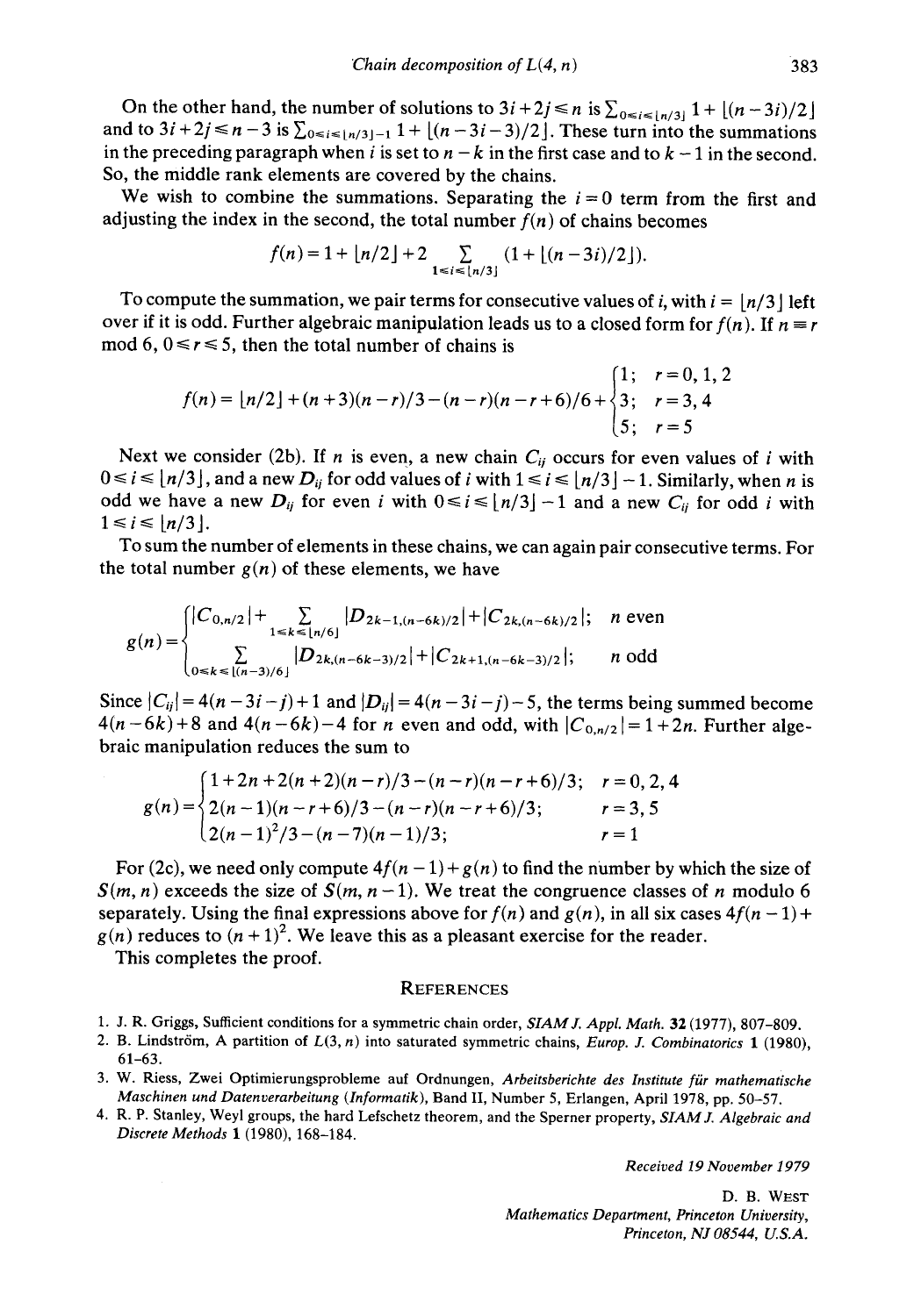On the other hand, the number of solutions to $3i+2j \leq n$ is $\sum_{0 \leq i \leq \lfloor n/3 \rfloor} 1 + \lfloor (n-3i)/2 \rfloor$ and to $3i+2j \leq n-3$ is $\sum_{0 \leq i \leq \lfloor n/3 \rfloor - 1} 1 + \lfloor (n-3i-3)/2 \rfloor$. These turn into the summations in the preceding paragraph when $i$ is set to $n-k$ in the first case and to $k-1$ in the second. So, the middle rank elements are covered by the chains.

We wish to combine the summations. Separating the $i=0$ term from the first and adjusting the index in the second, the total number $f(n)$ of chains becomes

$$f(n) = 1 + \lfloor n/2 \rfloor + 2 \sum_{1 \leq i \leq \lfloor n/3 \rfloor} (1 + \lfloor (n-3i)/2 \rfloor).$$

To compute the summation, we pair terms for consecutive values of $i$, with $i = \lfloor n/3 \rfloor$ left over if it is odd. Further algebraic manipulation leads us to a closed form for $f(n)$. If $n \equiv r \bmod 6$, $0 \leq r \leq 5$, then the total number of chains is

$$f(n) = \lfloor n/2 \rfloor + (n+3)(n-r)/3 - (n-r)(n-r+6)/6 + \begin{cases} 1; & r = 0, 1, 2 \\ 3; & r = 3, 4 \\ 5; & r = 5 \end{cases}$$

Next we consider (2b). If $n$ is even, a new chain $C_{ij}$ occurs for even values of $i$ with $0 \leq i \leq \lfloor n/3 \rfloor$, and a new $D_{ij}$ for odd values of $i$ with $1 \leq i \leq \lfloor n/3 \rfloor - 1$. Similarly, when $n$ is odd we have a new $D_{ij}$ for even $i$ with $0 \leq i \leq \lfloor n/3 \rfloor - 1$ and a new $C_{ij}$ for odd $i$ with $1 \leq i \leq \lfloor n/3 \rfloor$.

To sum the number of elements in these chains, we can again pair consecutive terms. For the total number $g(n)$ of these elements, we have

$$g(n) = \begin{cases} |C_{0,n/2}| + \sum_{1 \leq k \leq \lfloor n/6 \rfloor} |D_{2k-1,(n-6k)/2}| + |C_{2k,(n-6k)/2}|; & n \text{ even} \\ \sum_{0 \leq k \leq \lfloor (n-3)/6 \rfloor} |D_{2k,(n-6k-3)/2}| + |C_{2k+1,(n-6k-3)/2}|; & n \text{ odd} \end{cases}$$

Since $|C_{ij}| = 4(n-3i-j)+1$ and $|D_{ij}| = 4(n-3i-j)-5$, the terms being summed become $4(n-6k)+8$ and $4(n-6k)-4$ for $n$ even and odd, with $|C_{0,n/2}| = 1+2n$. Further algebraic manipulation reduces the sum to

$$g(n) = \begin{cases} 1 + 2n + 2(n+2)(n-r)/3 - (n-r)(n-r+6)/3; & r = 0, 2, 4 \\ 2(n-1)(n-r+6)/3 - (n-r)(n-r+6)/3; & r = 3, 5 \\ 2(n-1)^2/3 - (n-7)(n-1)/3; & r = 1 \end{cases}$$

For (2c), we need only compute $4f(n-1) + g(n)$ to find the number by which the size of $S(m,n)$ exceeds the size of $S(m, n-1)$. We treat the congruence classes of $n$ modulo 6 separately. Using the final expressions above for $f(n)$ and $g(n)$, in all six cases $4f(n-1) + g(n)$ reduces to $(n+1)^2$. We leave this as a pleasant exercise for the reader.

This completes the proof.

## References

1. J. R. Griggs, Sufficient conditions for a symmetric chain order, *SIAM J. Appl. Math.* **32** (1977), 807–809.
2. B. Lindström, A partition of $L(3, n)$ into saturated symmetric chains, *Europ. J. Combinatorics* **1** (1980), 61–63.
3. W. Riess, Zwei Optimierungsprobleme auf Ordnungen, *Arbeitsberichte des Institute für mathematische Maschinen und Datenverarbeitung (Informatik)*, Band II, Number 5, Erlangen, April 1978, pp. 50–57.
4. R. P. Stanley, Weyl groups, the hard Lefschetz theorem, and the Sperner property, *SIAM J. Algebraic and Discrete Methods* **1** (1980), 168–184.

*Received 19 November 1979*

D. B. West
*Mathematics Department, Princeton University, Princeton, NJ 08544, U.S.A.*